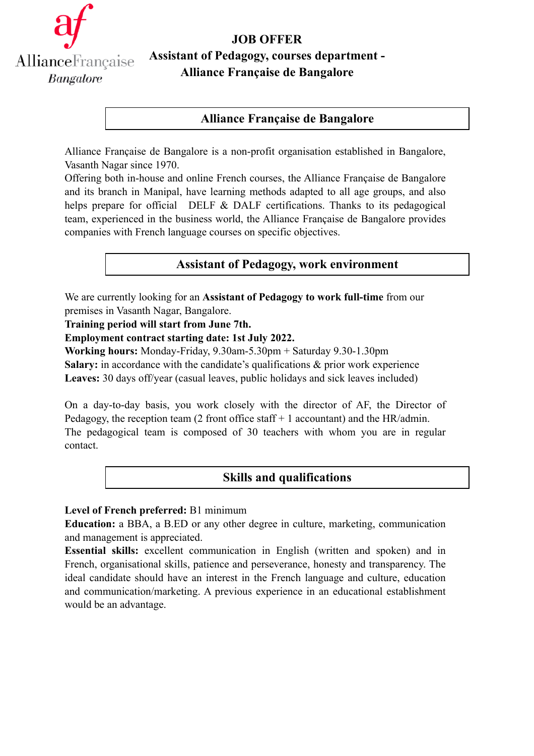AllianceFrançaise
*Bangalore*

# JOB OFFER
# Assistant of Pedagogy, courses department - Alliance Française de Bangalore

## Alliance Française de Bangalore

Alliance Française de Bangalore is a non-profit organisation established in Bangalore, Vasanth Nagar since 1970.
Offering both in-house and online French courses, the Alliance Française de Bangalore and its branch in Manipal, have learning methods adapted to all age groups, and also helps prepare for official DELF & DALF certifications. Thanks to its pedagogical team, experienced in the business world, the Alliance Française de Bangalore provides companies with French language courses on specific objectives.

## Assistant of Pedagogy, work environment

We are currently looking for an **Assistant of Pedagogy to work full-time** from our premises in Vasanth Nagar, Bangalore.
**Training period will start from June 7th.**
**Employment contract starting date: 1st July 2022.**
**Working hours:** Monday-Friday, 9.30am-5.30pm + Saturday 9.30-1.30pm
**Salary:** in accordance with the candidate's qualifications & prior work experience
**Leaves:** 30 days off/year (casual leaves, public holidays and sick leaves included)

On a day-to-day basis, you work closely with the director of AF, the Director of Pedagogy, the reception team (2 front office staff + 1 accountant) and the HR/admin.
The pedagogical team is composed of 30 teachers with whom you are in regular contact.

## Skills and qualifications

**Level of French preferred:** B1 minimum
**Education:** a BBA, a B.ED or any other degree in culture, marketing, communication and management is appreciated.
**Essential skills:** excellent communication in English (written and spoken) and in French, organisational skills, patience and perseverance, honesty and transparency. The ideal candidate should have an interest in the French language and culture, education and communication/marketing. A previous experience in an educational establishment would be an advantage.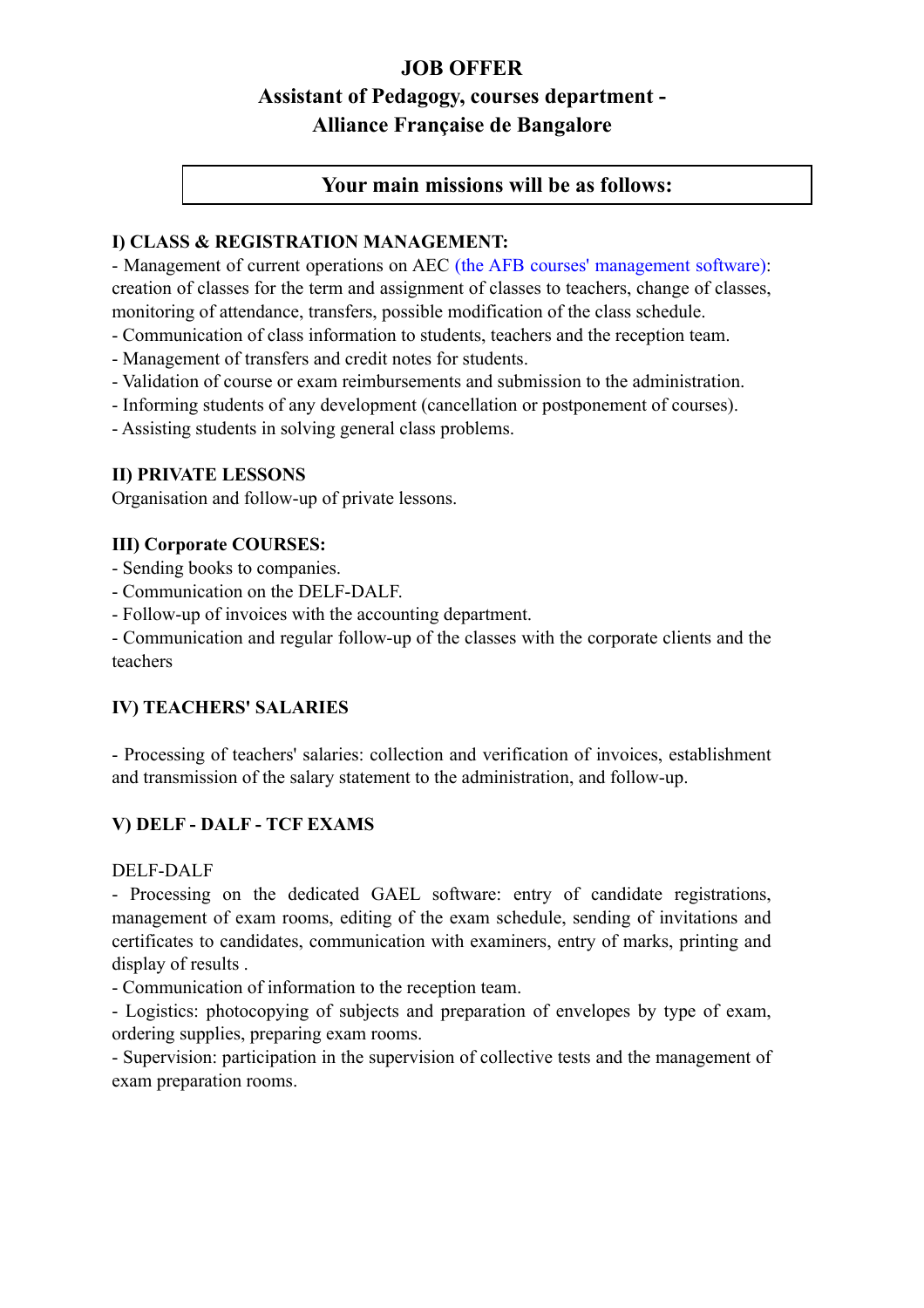# JOB OFFER

## Assistant of Pedagogy, courses department - Alliance Française de Bangalore

### Your main missions will be as follows:

**I) CLASS & REGISTRATION MANAGEMENT:**

- Management of current operations on AEC (the AFB courses' management software): creation of classes for the term and assignment of classes to teachers, change of classes, monitoring of attendance, transfers, possible modification of the class schedule.
- Communication of class information to students, teachers and the reception team.
- Management of transfers and credit notes for students.
- Validation of course or exam reimbursements and submission to the administration.
- Informing students of any development (cancellation or postponement of courses).
- Assisting students in solving general class problems.

**II) PRIVATE LESSONS**

Organisation and follow-up of private lessons.

**III) Corporate COURSES:**

- Sending books to companies.
- Communication on the DELF-DALF.
- Follow-up of invoices with the accounting department.
- Communication and regular follow-up of the classes with the corporate clients and the teachers

**IV) TEACHERS' SALARIES**

- Processing of teachers' salaries: collection and verification of invoices, establishment and transmission of the salary statement to the administration, and follow-up.

**V) DELF - DALF - TCF EXAMS**

DELF-DALF

- Processing on the dedicated GAEL software: entry of candidate registrations, management of exam rooms, editing of the exam schedule, sending of invitations and certificates to candidates, communication with examiners, entry of marks, printing and display of results .
- Communication of information to the reception team.
- Logistics: photocopying of subjects and preparation of envelopes by type of exam, ordering supplies, preparing exam rooms.
- Supervision: participation in the supervision of collective tests and the management of exam preparation rooms.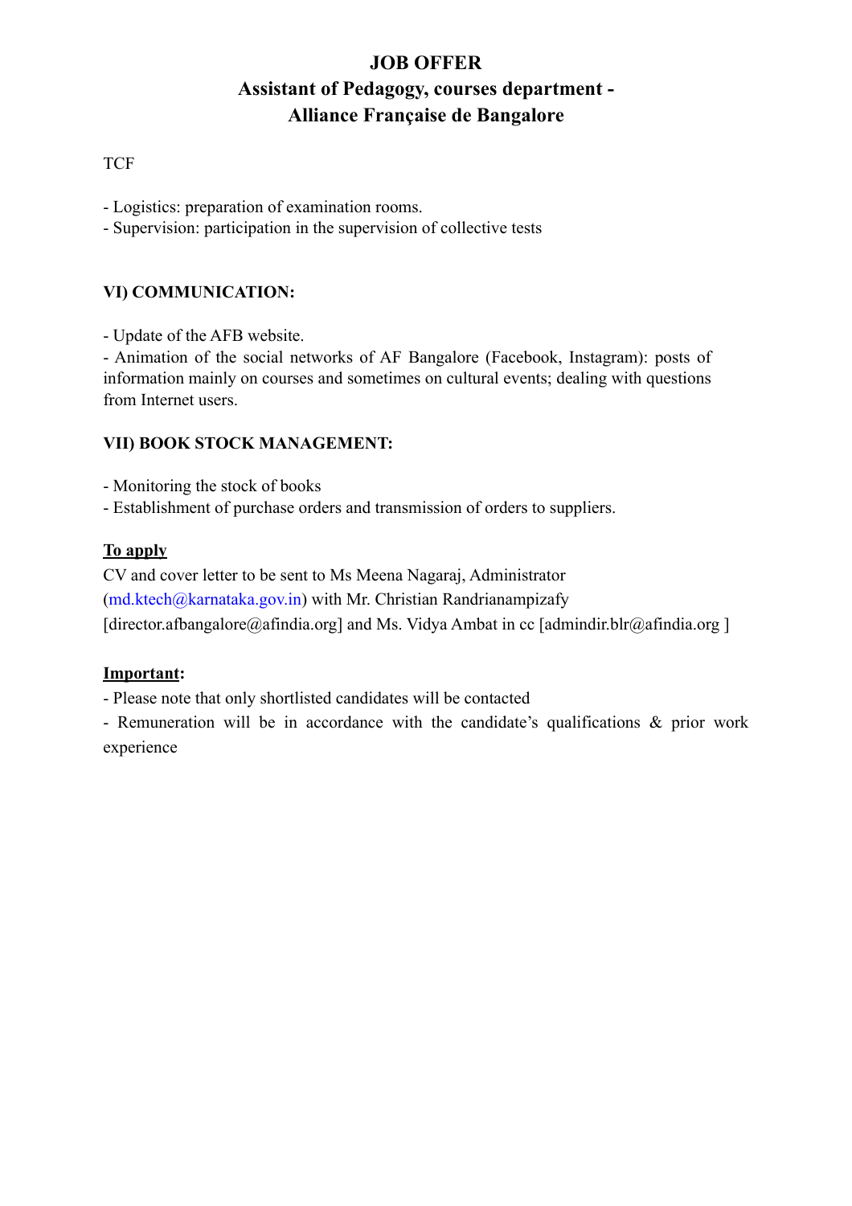# JOB OFFER
## Assistant of Pedagogy, courses department - Alliance Française de Bangalore

TCF

- Logistics: preparation of examination rooms.
- Supervision: participation in the supervision of collective tests

### VI) COMMUNICATION:

- Update of the AFB website.
- Animation of the social networks of AF Bangalore (Facebook, Instagram): posts of information mainly on courses and sometimes on cultural events; dealing with questions from Internet users.

### VII) BOOK STOCK MANAGEMENT:

- Monitoring the stock of books
- Establishment of purchase orders and transmission of orders to suppliers.

**<u>To apply</u>**

CV and cover letter to be sent to Ms Meena Nagaraj, Administrator (md.ktech@karnataka.gov.in) with Mr. Christian Randrianampizafy [director.afbangalore@afindia.org] and Ms. Vidya Ambat in cc [admindir.blr@afindia.org ]

**<u>Important</u>:**

- Please note that only shortlisted candidates will be contacted
- Remuneration will be in accordance with the candidate's qualifications & prior work experience